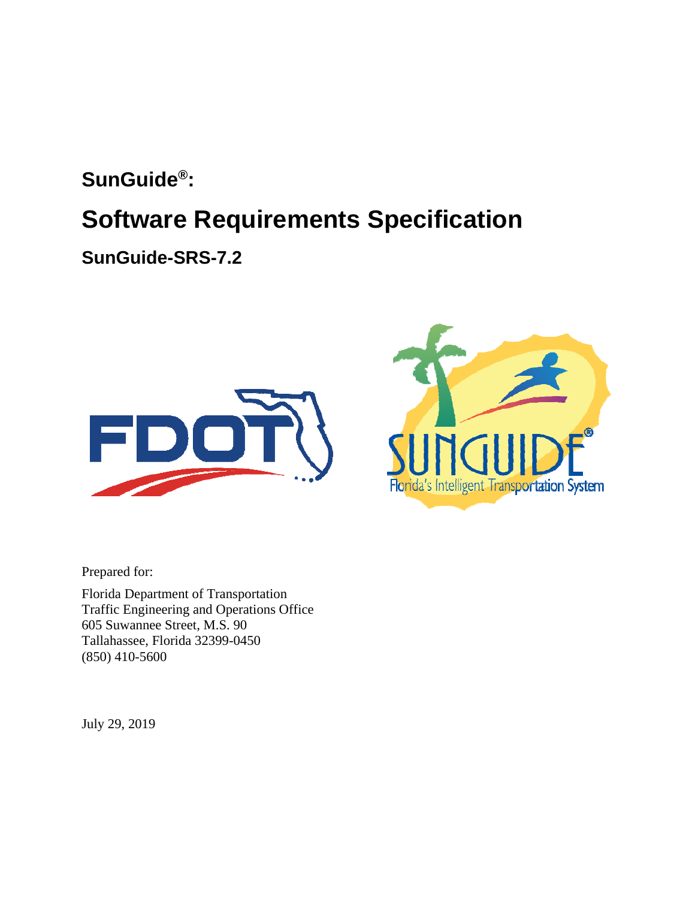# SunGuide®:

# Software Requirements Specification

## SunGuide-SRS-7.2

Prepared for:

Florida Department of Transportation
Traffic Engineering and Operations Office
605 Suwannee Street, M.S. 90
Tallahassee, Florida 32399-0450
(850) 410-5600

July 29, 2019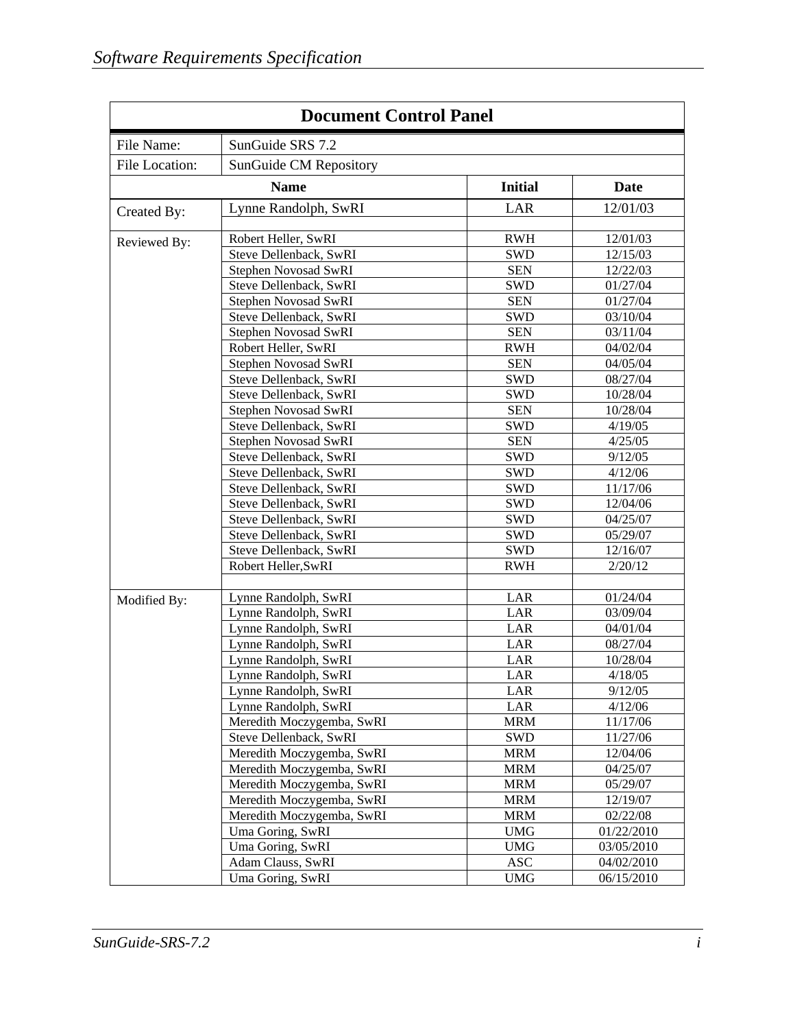## Document Control Panel

| | | | |
|---|---|---|---|
| File Name: | SunGuide SRS 7.2 | | |
| File Location: | SunGuide CM Repository | | |
| | **Name** | **Initial** | **Date** |
| Created By: | Lynne Randolph, SwRI | LAR | 12/01/03 |
| | | | |
| Reviewed By: | Robert Heller, SwRI | RWH | 12/01/03 |
| | Steve Dellenback, SwRI | SWD | 12/15/03 |
| | Stephen Novosad SwRI | SEN | 12/22/03 |
| | Steve Dellenback, SwRI | SWD | 01/27/04 |
| | Stephen Novosad SwRI | SEN | 01/27/04 |
| | Steve Dellenback, SwRI | SWD | 03/10/04 |
| | Stephen Novosad SwRI | SEN | 03/11/04 |
| | Robert Heller, SwRI | RWH | 04/02/04 |
| | Stephen Novosad SwRI | SEN | 04/05/04 |
| | Steve Dellenback, SwRI | SWD | 08/27/04 |
| | Steve Dellenback, SwRI | SWD | 10/28/04 |
| | Stephen Novosad SwRI | SEN | 10/28/04 |
| | Steve Dellenback, SwRI | SWD | 4/19/05 |
| | Stephen Novosad SwRI | SEN | 4/25/05 |
| | Steve Dellenback, SwRI | SWD | 9/12/05 |
| | Steve Dellenback, SwRI | SWD | 4/12/06 |
| | Steve Dellenback, SwRI | SWD | 11/17/06 |
| | Steve Dellenback, SwRI | SWD | 12/04/06 |
| | Steve Dellenback, SwRI | SWD | 04/25/07 |
| | Steve Dellenback, SwRI | SWD | 05/29/07 |
| | Steve Dellenback, SwRI | SWD | 12/16/07 |
| | Robert Heller,SwRI | RWH | 2/20/12 |
| | | | |
| Modified By: | Lynne Randolph, SwRI | LAR | 01/24/04 |
| | Lynne Randolph, SwRI | LAR | 03/09/04 |
| | Lynne Randolph, SwRI | LAR | 04/01/04 |
| | Lynne Randolph, SwRI | LAR | 08/27/04 |
| | Lynne Randolph, SwRI | LAR | 10/28/04 |
| | Lynne Randolph, SwRI | LAR | 4/18/05 |
| | Lynne Randolph, SwRI | LAR | 9/12/05 |
| | Lynne Randolph, SwRI | LAR | 4/12/06 |
| | Meredith Moczygemba, SwRI | MRM | 11/17/06 |
| | Steve Dellenback, SwRI | SWD | 11/27/06 |
| | Meredith Moczygemba, SwRI | MRM | 12/04/06 |
| | Meredith Moczygemba, SwRI | MRM | 04/25/07 |
| | Meredith Moczygemba, SwRI | MRM | 05/29/07 |
| | Meredith Moczygemba, SwRI | MRM | 12/19/07 |
| | Meredith Moczygemba, SwRI | MRM | 02/22/08 |
| | Uma Goring, SwRI | UMG | 01/22/2010 |
| | Uma Goring, SwRI | UMG | 03/05/2010 |
| | Adam Clauss, SwRI | ASC | 04/02/2010 |
| | Uma Goring, SwRI | UMG | 06/15/2010 |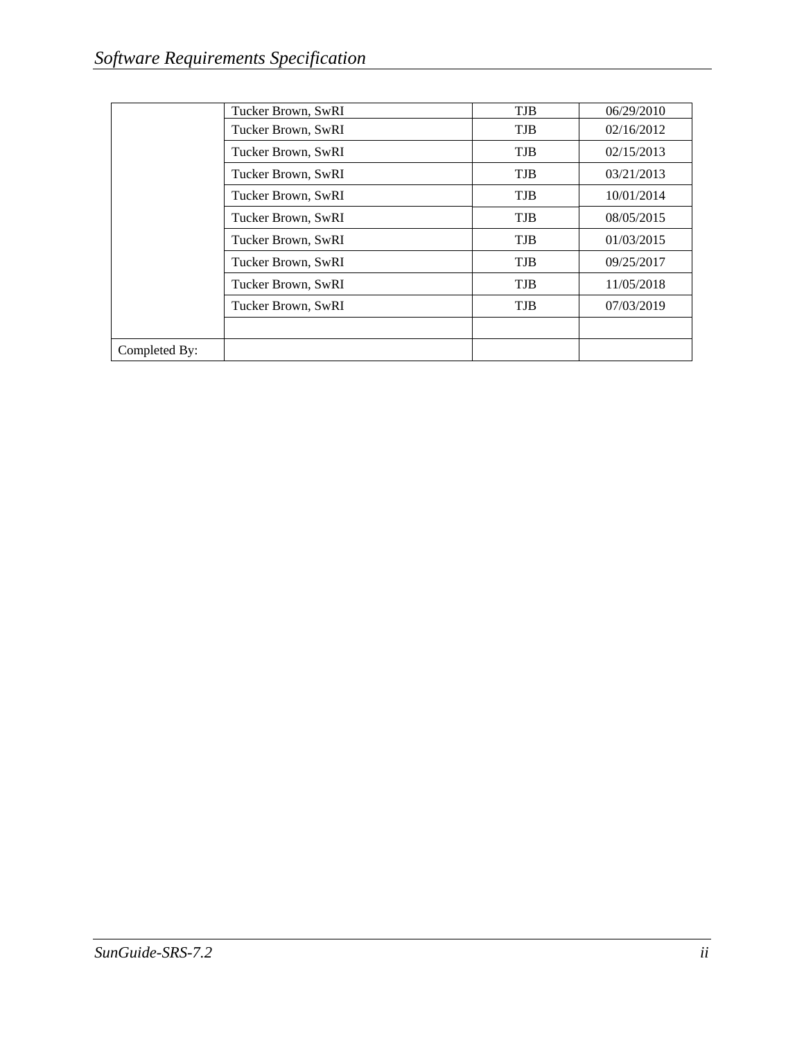| | | | |
|---|---|---|---|
| | Tucker Brown, SwRI | TJB | 06/29/2010 |
| | Tucker Brown, SwRI | TJB | 02/16/2012 |
| | Tucker Brown, SwRI | TJB | 02/15/2013 |
| | Tucker Brown, SwRI | TJB | 03/21/2013 |
| | Tucker Brown, SwRI | TJB | 10/01/2014 |
| | Tucker Brown, SwRI | TJB | 08/05/2015 |
| | Tucker Brown, SwRI | TJB | 01/03/2015 |
| | Tucker Brown, SwRI | TJB | 09/25/2017 |
| | Tucker Brown, SwRI | TJB | 11/05/2018 |
| | Tucker Brown, SwRI | TJB | 07/03/2019 |
| | | | |
| Completed By: | | | |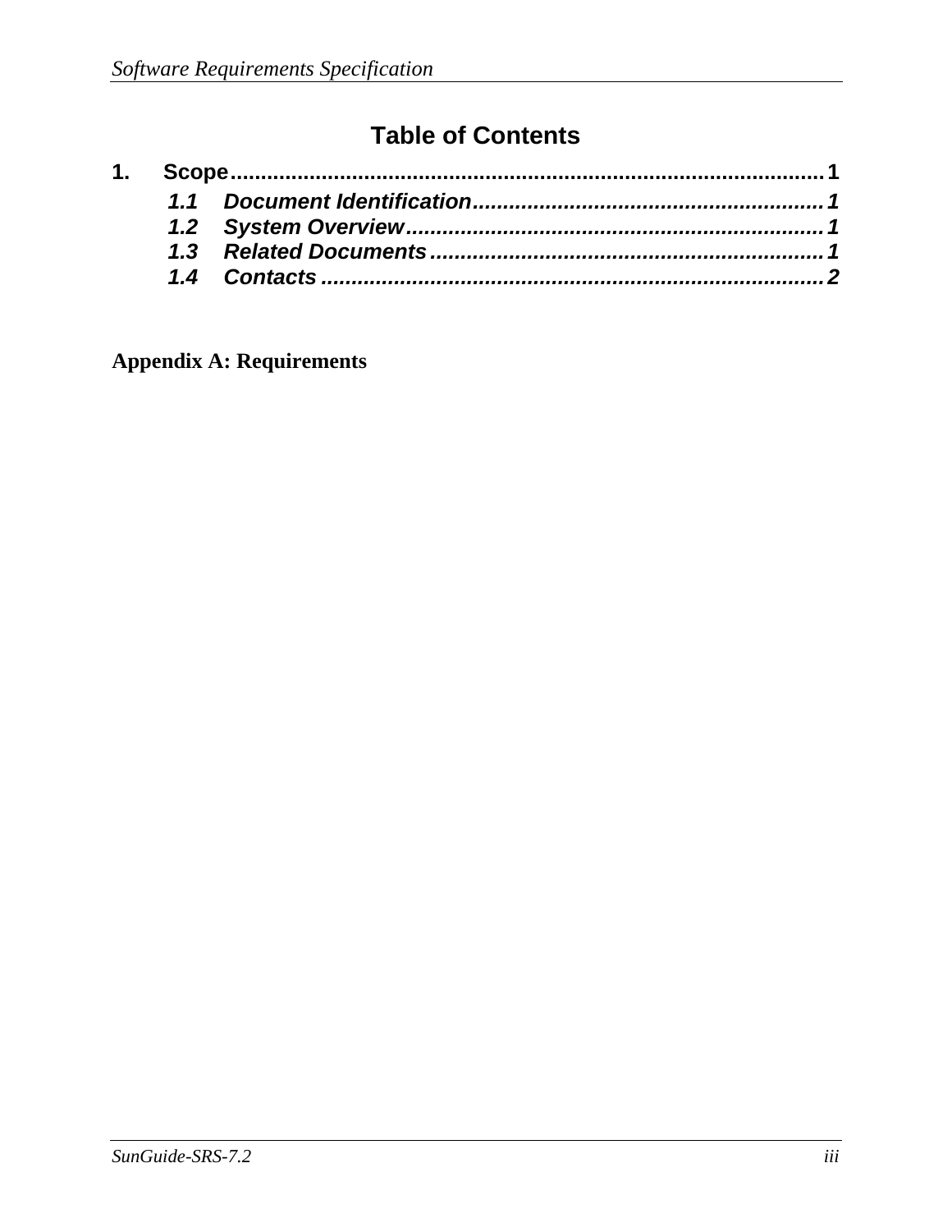# Table of Contents

**1. Scope** .......................................................................................... **1**

- ***1.1 Document Identification*** ........................................................ ***1***
- ***1.2 System Overview*** .................................................................. ***1***
- ***1.3 Related Documents*** .............................................................. ***1***
- ***1.4 Contacts*** ............................................................................... ***2***

**Appendix A: Requirements**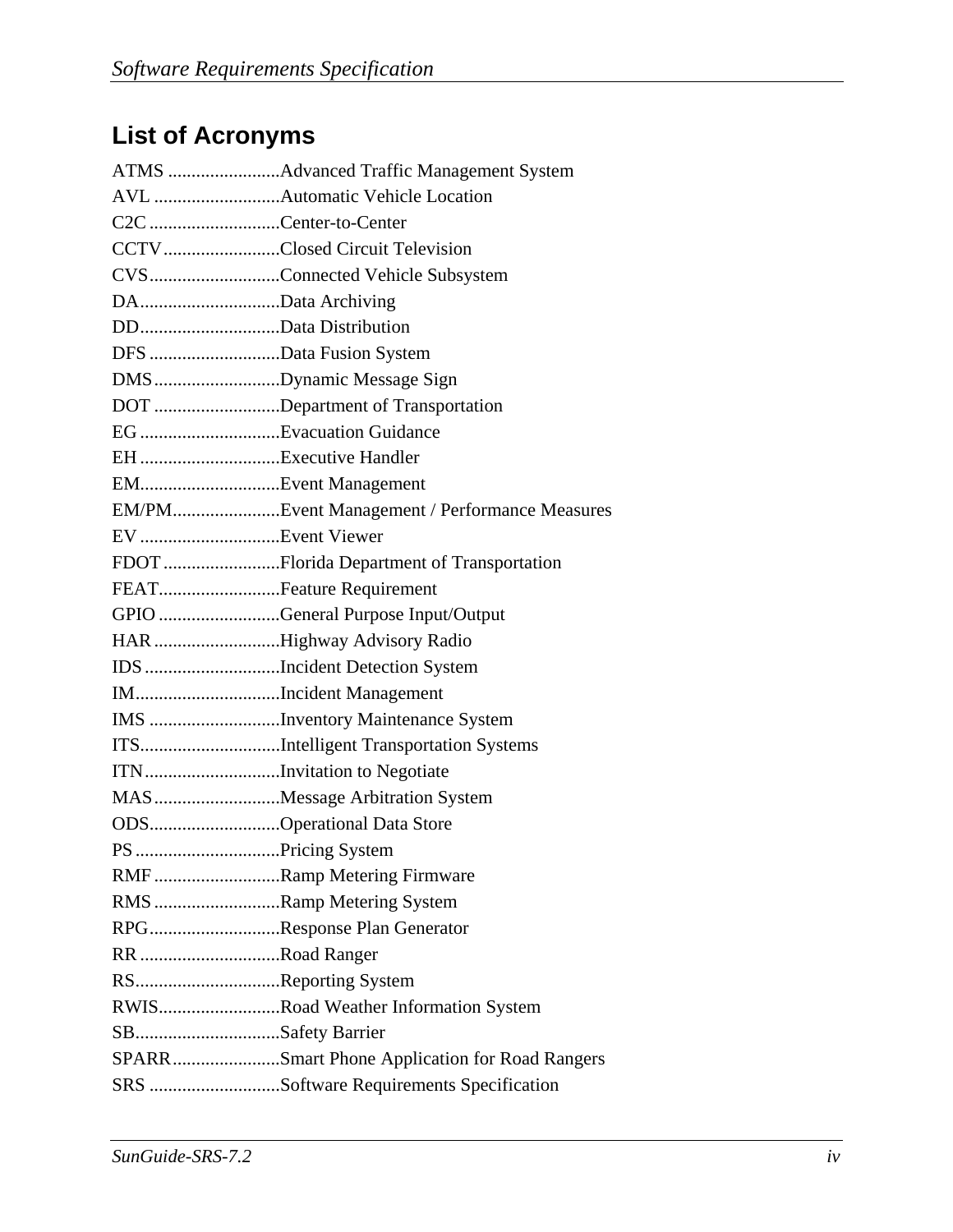## List of Acronyms

ATMS ........................Advanced Traffic Management System
AVL ...........................Automatic Vehicle Location
C2C ............................Center-to-Center
CCTV.........................Closed Circuit Television
CVS............................Connected Vehicle Subsystem
DA..............................Data Archiving
DD..............................Data Distribution
DFS ............................Data Fusion System
DMS...........................Dynamic Message Sign
DOT ...........................Department of Transportation
EG ..............................Evacuation Guidance
EH ..............................Executive Handler
EM..............................Event Management
EM/PM.......................Event Management / Performance Measures
EV ..............................Event Viewer
FDOT .........................Florida Department of Transportation
FEAT..........................Feature Requirement
GPIO ..........................General Purpose Input/Output
HAR ...........................Highway Advisory Radio
IDS .............................Incident Detection System
IM...............................Incident Management
IMS ............................Inventory Maintenance System
ITS..............................Intelligent Transportation Systems
ITN.............................Invitation to Negotiate
MAS ...........................Message Arbitration System
ODS............................Operational Data Store
PS ...............................Pricing System
RMF ...........................Ramp Metering Firmware
RMS ...........................Ramp Metering System
RPG............................Response Plan Generator
RR ..............................Road Ranger
RS...............................Reporting System
RWIS..........................Road Weather Information System
SB...............................Safety Barrier
SPARR.......................Smart Phone Application for Road Rangers
SRS ............................Software Requirements Specification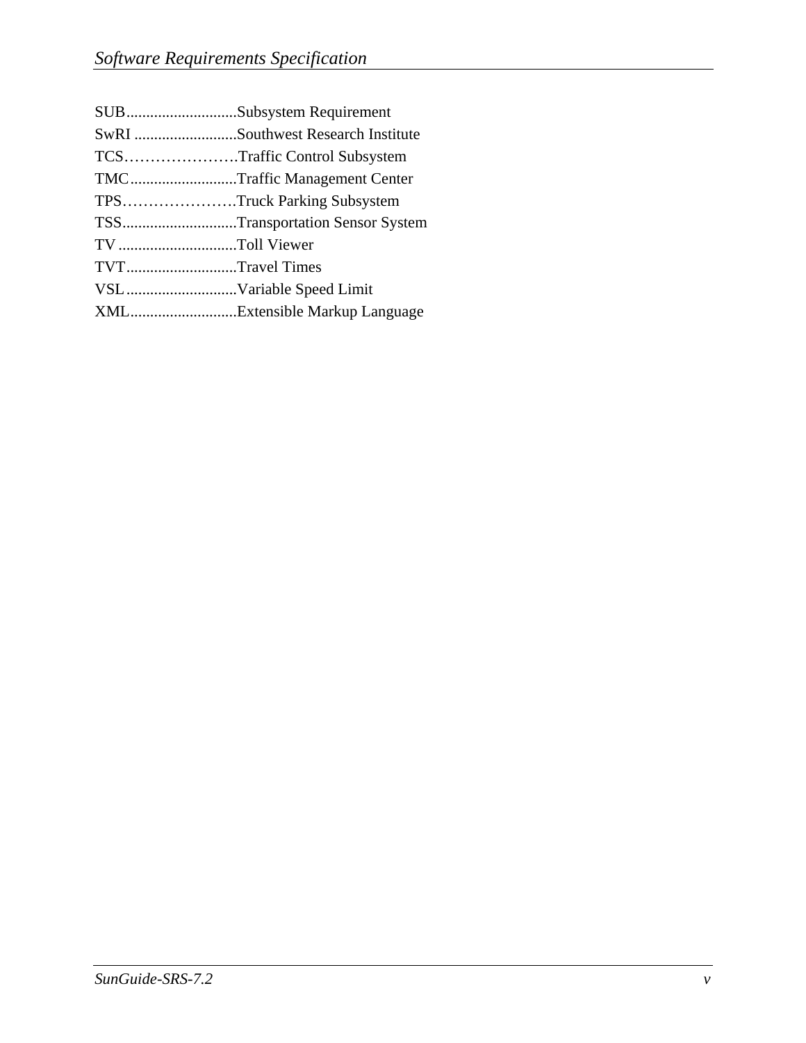SUB............................Subsystem Requirement
SwRI ..........................Southwest Research Institute
TCS…………………Traffic Control Subsystem
TMC...........................Traffic Management Center
TPS…………………Truck Parking Subsystem
TSS.............................Transportation Sensor System
TV ..............................Toll Viewer
TVT............................Travel Times
VSL ............................Variable Speed Limit
XML...........................Extensible Markup Language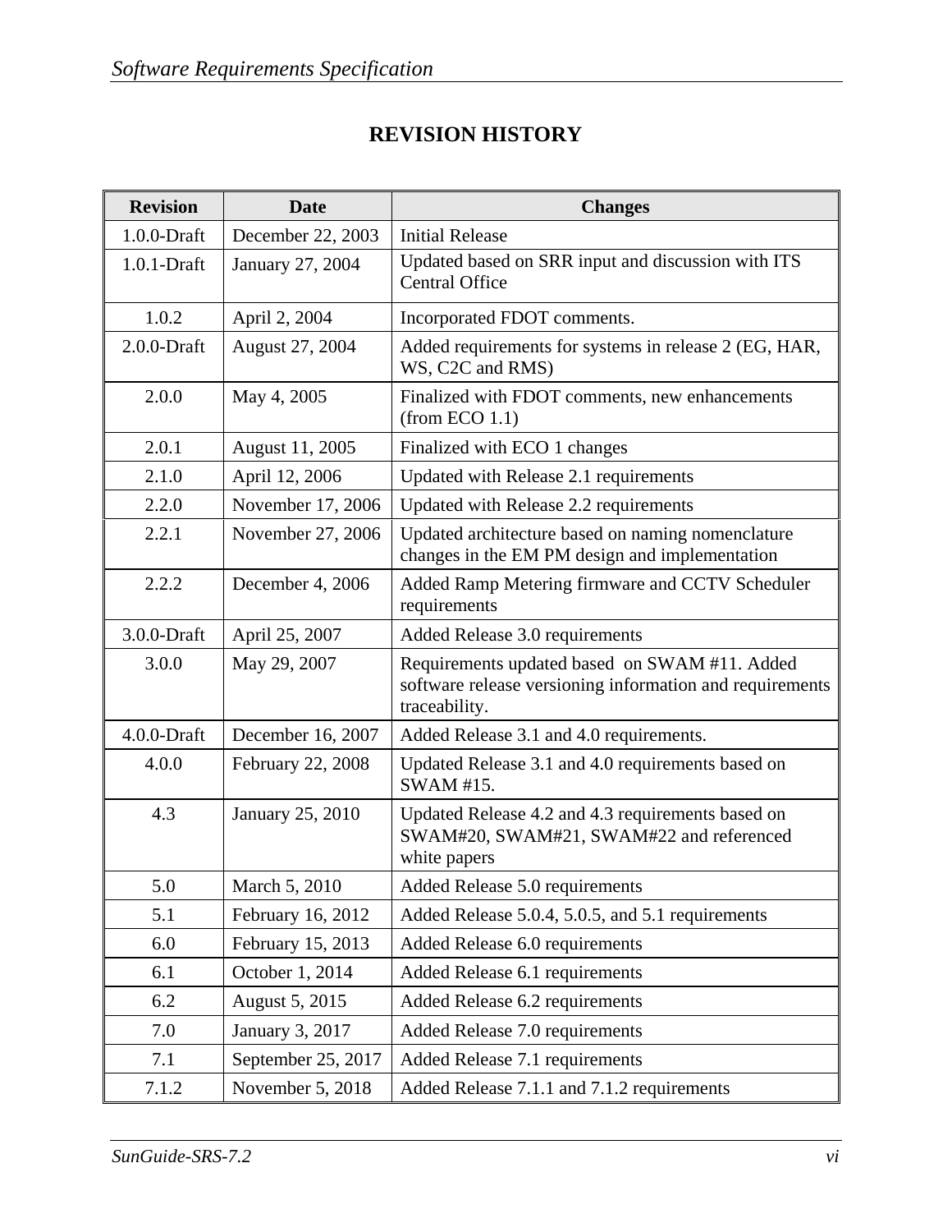# REVISION HISTORY

| Revision | Date | Changes |
|---|---|---|
| 1.0.0-Draft | December 22, 2003 | Initial Release |
| 1.0.1-Draft | January 27, 2004 | Updated based on SRR input and discussion with ITS Central Office |
| 1.0.2 | April 2, 2004 | Incorporated FDOT comments. |
| 2.0.0-Draft | August 27, 2004 | Added requirements for systems in release 2 (EG, HAR, WS, C2C and RMS) |
| 2.0.0 | May 4, 2005 | Finalized with FDOT comments, new enhancements (from ECO 1.1) |
| 2.0.1 | August 11, 2005 | Finalized with ECO 1 changes |
| 2.1.0 | April 12, 2006 | Updated with Release 2.1 requirements |
| 2.2.0 | November 17, 2006 | Updated with Release 2.2 requirements |
| 2.2.1 | November 27, 2006 | Updated architecture based on naming nomenclature changes in the EM PM design and implementation |
| 2.2.2 | December 4, 2006 | Added Ramp Metering firmware and CCTV Scheduler requirements |
| 3.0.0-Draft | April 25, 2007 | Added Release 3.0 requirements |
| 3.0.0 | May 29, 2007 | Requirements updated based on SWAM #11. Added software release versioning information and requirements traceability. |
| 4.0.0-Draft | December 16, 2007 | Added Release 3.1 and 4.0 requirements. |
| 4.0.0 | February 22, 2008 | Updated Release 3.1 and 4.0 requirements based on SWAM #15. |
| 4.3 | January 25, 2010 | Updated Release 4.2 and 4.3 requirements based on SWAM#20, SWAM#21, SWAM#22 and referenced white papers |
| 5.0 | March 5, 2010 | Added Release 5.0 requirements |
| 5.1 | February 16, 2012 | Added Release 5.0.4, 5.0.5, and 5.1 requirements |
| 6.0 | February 15, 2013 | Added Release 6.0 requirements |
| 6.1 | October 1, 2014 | Added Release 6.1 requirements |
| 6.2 | August 5, 2015 | Added Release 6.2 requirements |
| 7.0 | January 3, 2017 | Added Release 7.0 requirements |
| 7.1 | September 25, 2017 | Added Release 7.1 requirements |
| 7.1.2 | November 5, 2018 | Added Release 7.1.1 and 7.1.2 requirements |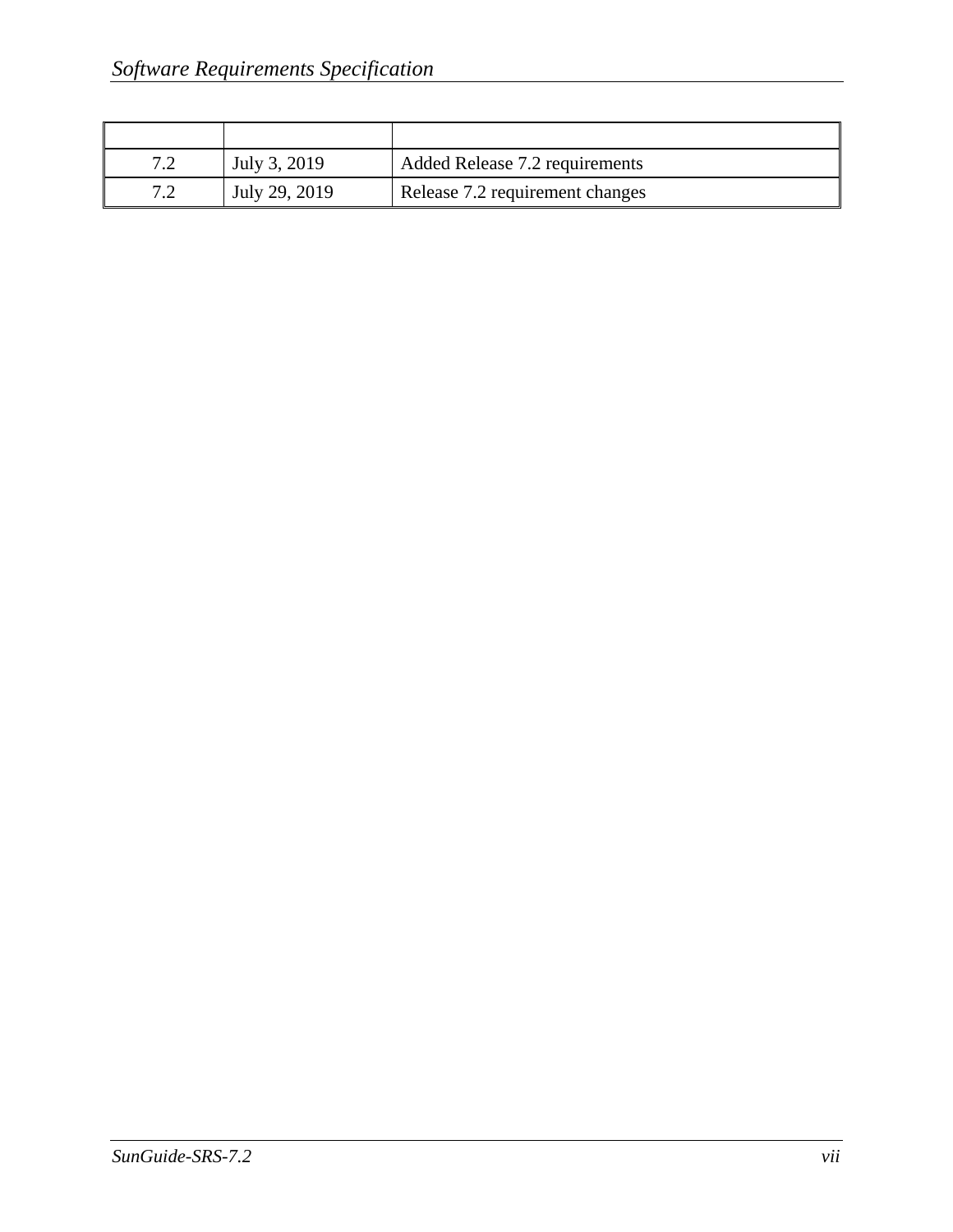| | | |
|---|---|---|
| 7.2 | July 3, 2019 | Added Release 7.2 requirements |
| 7.2 | July 29, 2019 | Release 7.2 requirement changes |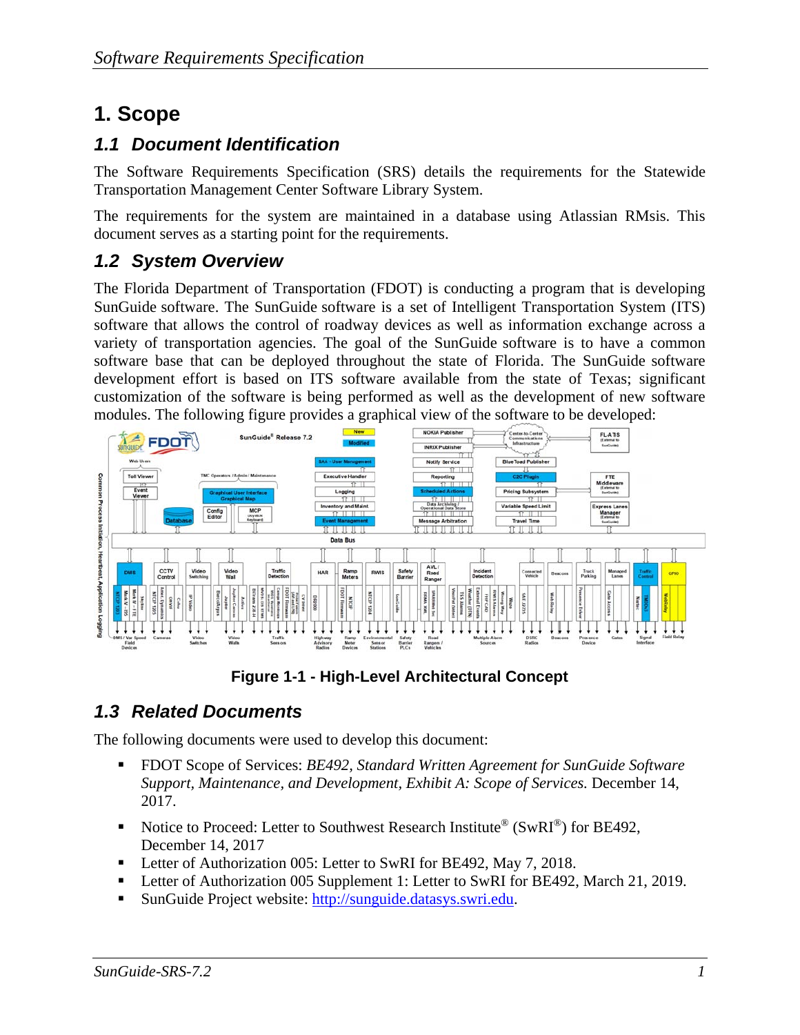# 1. Scope

## 1.1 Document Identification

The Software Requirements Specification (SRS) details the requirements for the Statewide Transportation Management Center Software Library System.

The requirements for the system are maintained in a database using Atlassian RMsis. This document serves as a starting point for the requirements.

## 1.2 System Overview

The Florida Department of Transportation (FDOT) is conducting a program that is developing SunGuide software. The SunGuide software is a set of Intelligent Transportation System (ITS) software that allows the control of roadway devices as well as information exchange across a variety of transportation agencies. The goal of the SunGuide software is to have a common software base that can be deployed throughout the state of Florida. The SunGuide software development effort is based on ITS software available from the state of Texas; significant customization of the software is being performed as well as the development of new software modules. The following figure provides a graphical view of the software to be developed:

**Figure 1-1 - High-Level Architectural Concept**

## 1.3 Related Documents

The following documents were used to develop this document:

- FDOT Scope of Services: *BE492, Standard Written Agreement for SunGuide Software Support, Maintenance, and Development, Exhibit A: Scope of Services.* December 14, 2017.
- Notice to Proceed: Letter to Southwest Research Institute® (SwRI®) for BE492, December 14, 2017
- Letter of Authorization 005: Letter to SwRI for BE492, May 7, 2018.
- Letter of Authorization 005 Supplement 1: Letter to SwRI for BE492, March 21, 2019.
- SunGuide Project website: http://sunguide.datasys.swri.edu.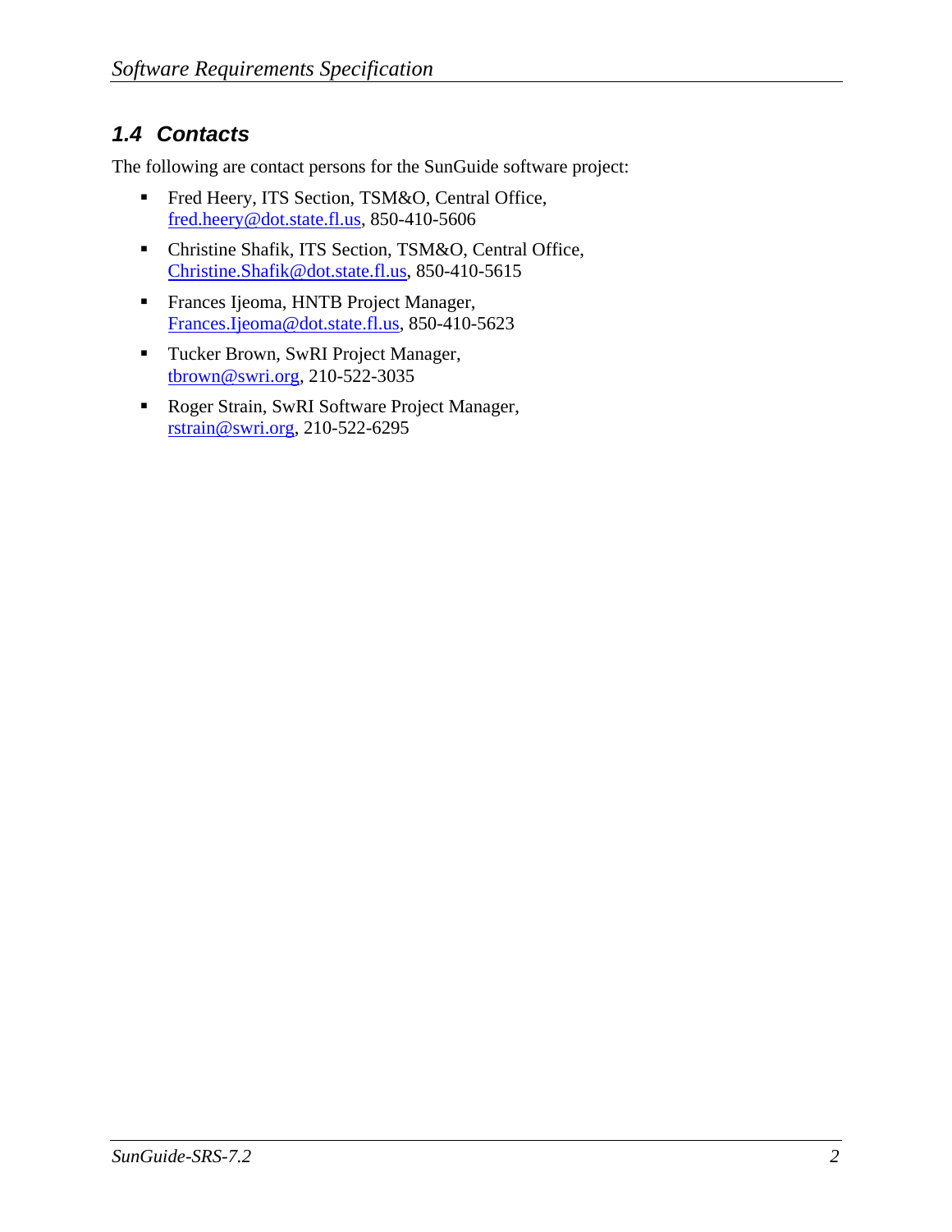## 1.4 Contacts

The following are contact persons for the SunGuide software project:

- Fred Heery, ITS Section, TSM&O, Central Office, fred.heery@dot.state.fl.us, 850-410-5606
- Christine Shafik, ITS Section, TSM&O, Central Office, Christine.Shafik@dot.state.fl.us, 850-410-5615
- Frances Ijeoma, HNTB Project Manager, Frances.Ijeoma@dot.state.fl.us, 850-410-5623
- Tucker Brown, SwRI Project Manager, tbrown@swri.org, 210-522-3035
- Roger Strain, SwRI Software Project Manager, rstrain@swri.org, 210-522-6295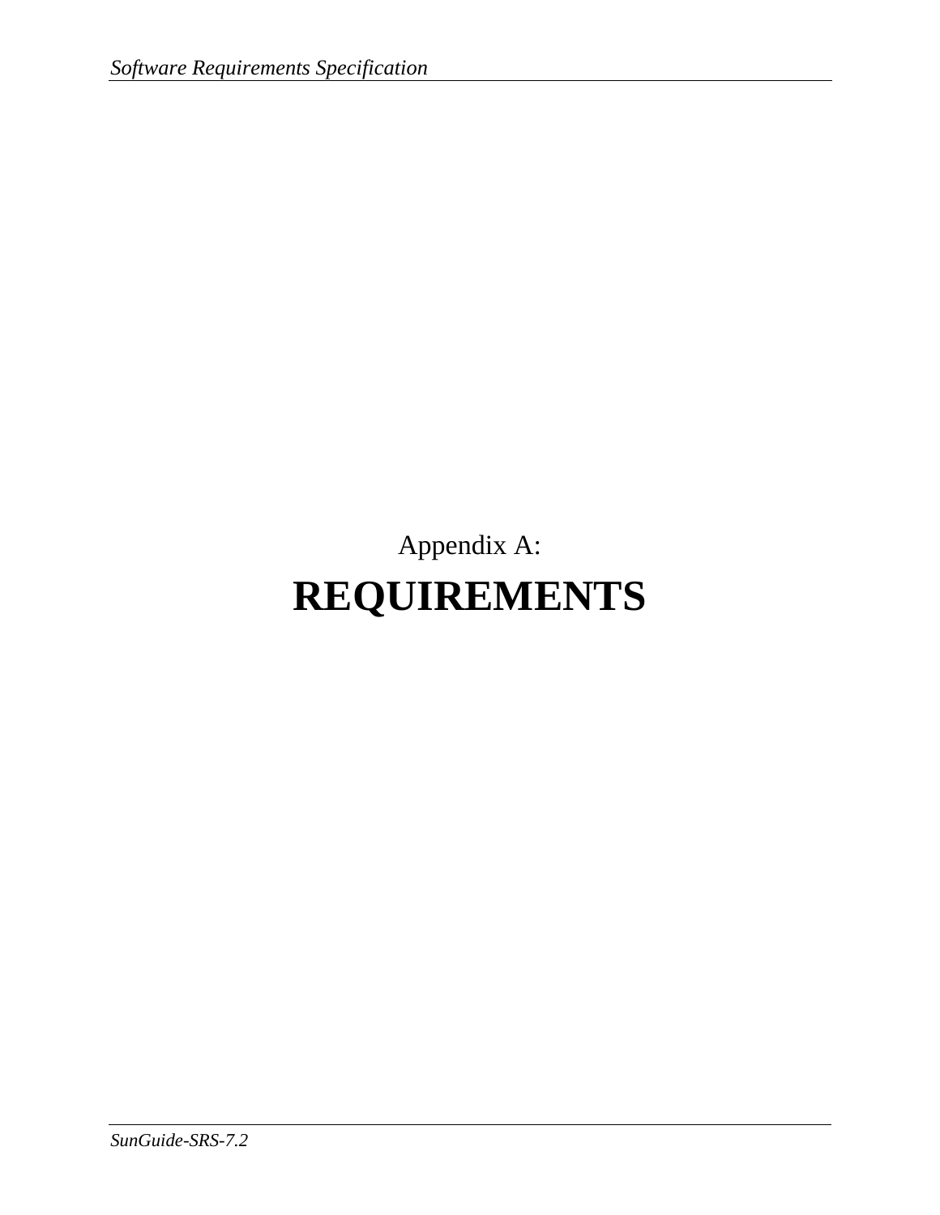Appendix A:

# REQUIREMENTS